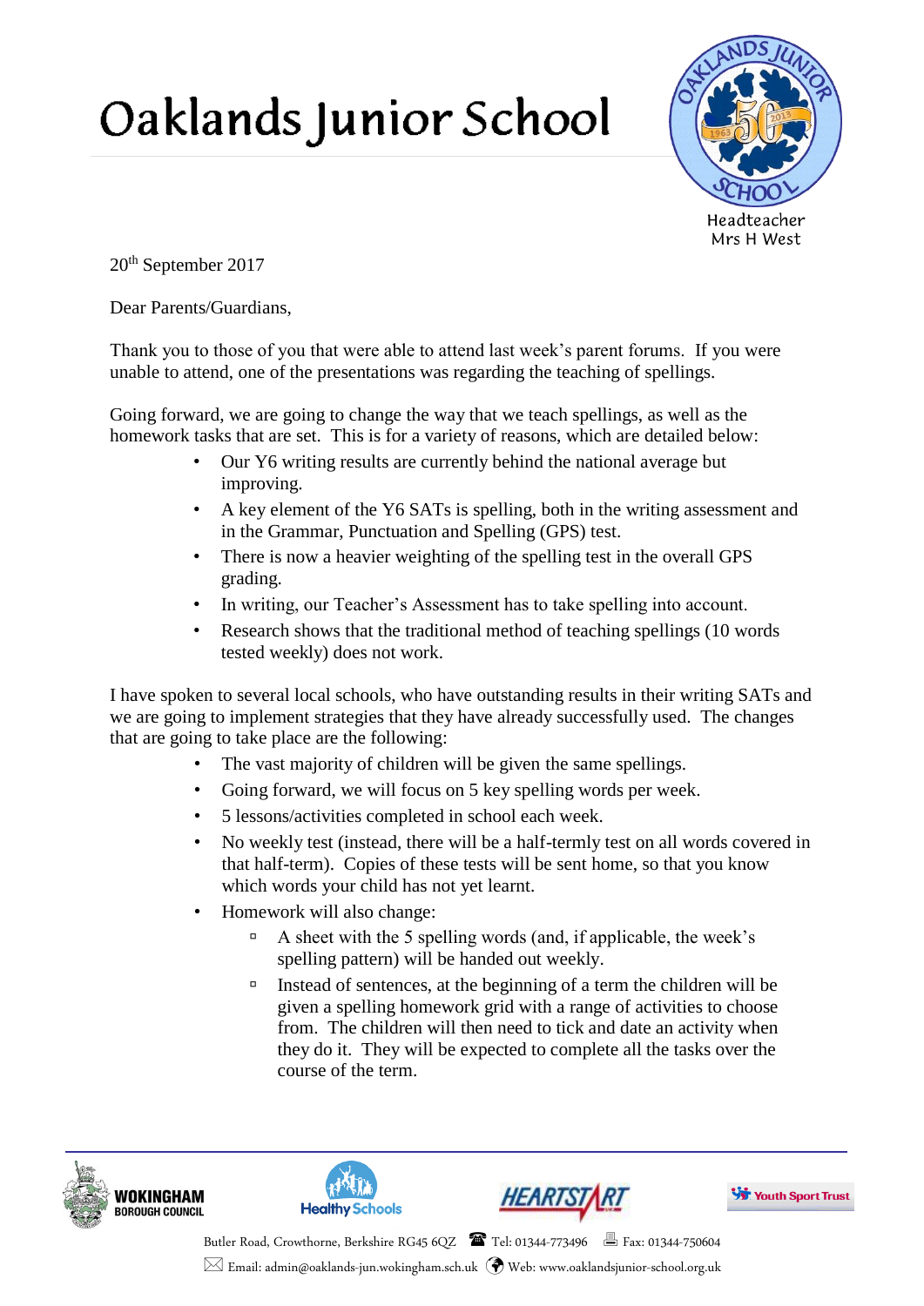# Oaklands Junior School

Headteacher
Mrs H West

20th September 2017

Dear Parents/Guardians,

Thank you to those of you that were able to attend last week's parent forums. If you were unable to attend, one of the presentations was regarding the teaching of spellings.

Going forward, we are going to change the way that we teach spellings, as well as the homework tasks that are set. This is for a variety of reasons, which are detailed below:

- Our Y6 writing results are currently behind the national average but improving.
- A key element of the Y6 SATs is spelling, both in the writing assessment and in the Grammar, Punctuation and Spelling (GPS) test.
- There is now a heavier weighting of the spelling test in the overall GPS grading.
- In writing, our Teacher's Assessment has to take spelling into account.
- Research shows that the traditional method of teaching spellings (10 words tested weekly) does not work.

I have spoken to several local schools, who have outstanding results in their writing SATs and we are going to implement strategies that they have already successfully used. The changes that are going to take place are the following:

- The vast majority of children will be given the same spellings.
- Going forward, we will focus on 5 key spelling words per week.
- 5 lessons/activities completed in school each week.
- No weekly test (instead, there will be a half-termly test on all words covered in that half-term). Copies of these tests will be sent home, so that you know which words your child has not yet learnt.
- Homework will also change:
  - A sheet with the 5 spelling words (and, if applicable, the week's spelling pattern) will be handed out weekly.
  - Instead of sentences, at the beginning of a term the children will be given a spelling homework grid with a range of activities to choose from. The children will then need to tick and date an activity when they do it. They will be expected to complete all the tasks over the course of the term.

Wokingham Borough Council | Healthy Schools | Heartstart | Youth Sport Trust

Butler Road, Crowthorne, Berkshire RG45 6QZ Tel: 01344-773496 Fax: 01344-750604
Email: admin@oaklands-jun.wokingham.sch.uk Web: www.oaklandsjunior-school.org.uk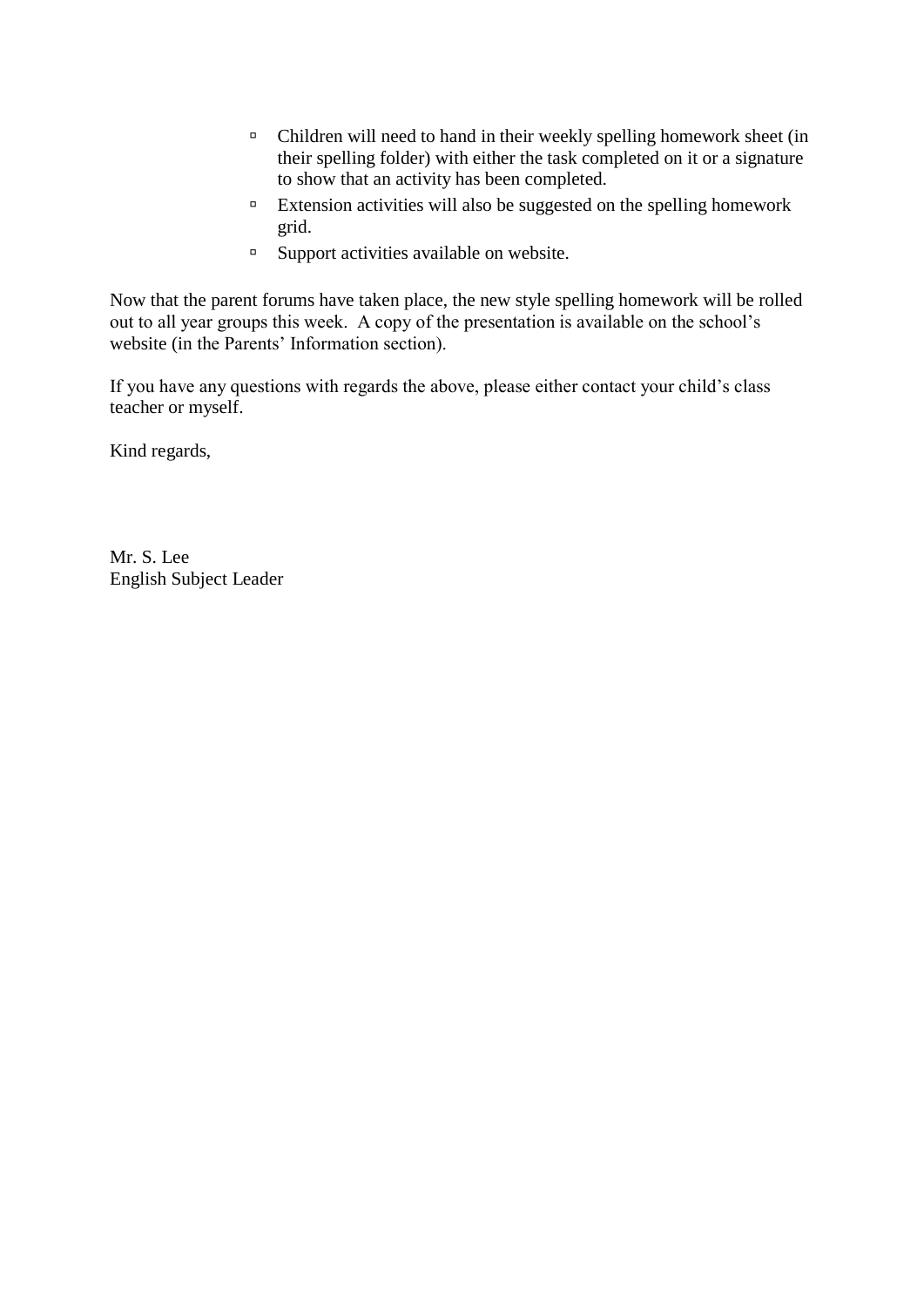- Children will need to hand in their weekly spelling homework sheet (in their spelling folder) with either the task completed on it or a signature to show that an activity has been completed.
- Extension activities will also be suggested on the spelling homework grid.
- Support activities available on website.

Now that the parent forums have taken place, the new style spelling homework will be rolled out to all year groups this week. A copy of the presentation is available on the school's website (in the Parents' Information section).

If you have any questions with regards the above, please either contact your child's class teacher or myself.

Kind regards,

Mr. S. Lee
English Subject Leader